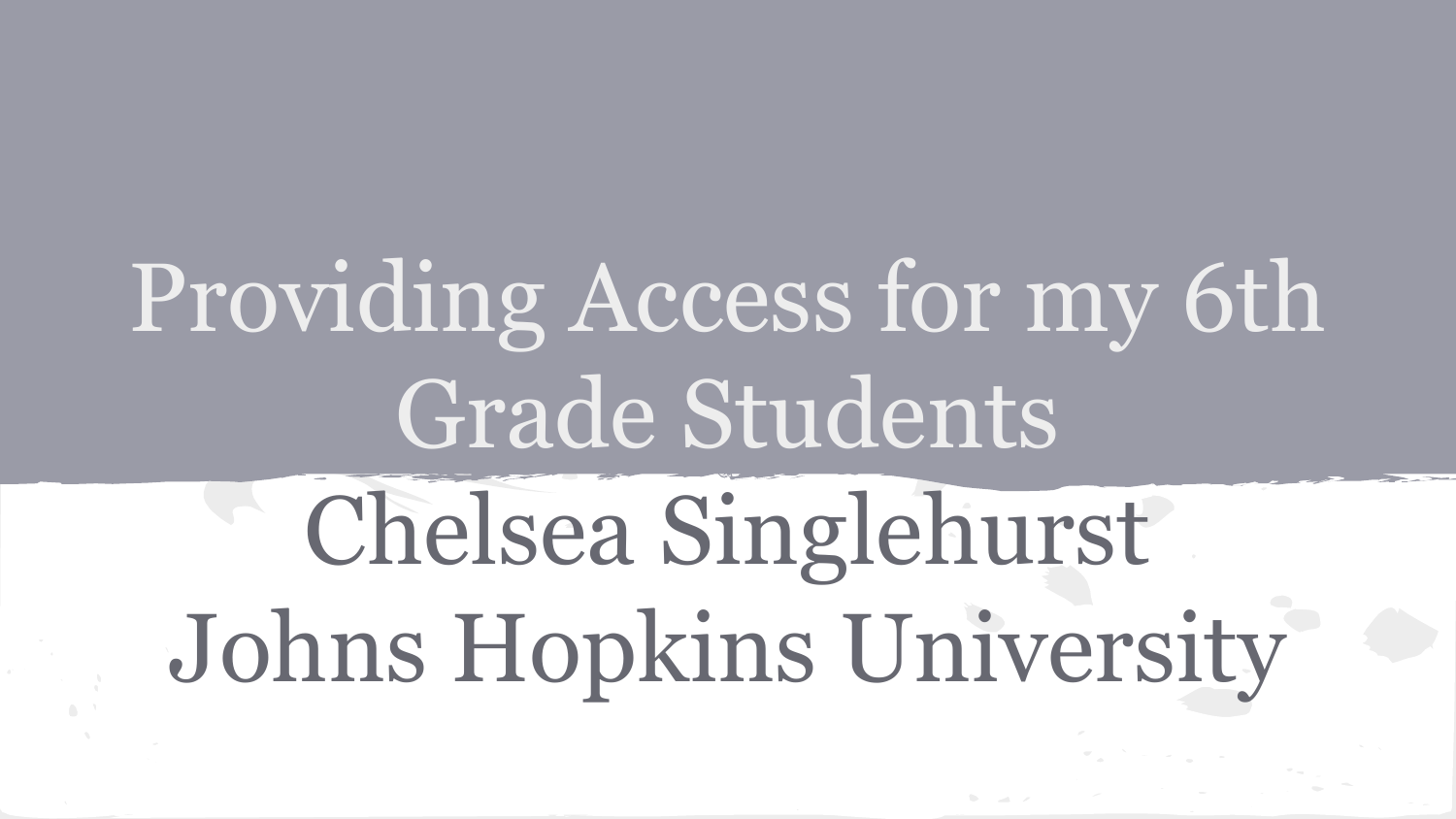# Providing Access for my 6th Grade Students

Chelsea Singlehurst

Johns Hopkins University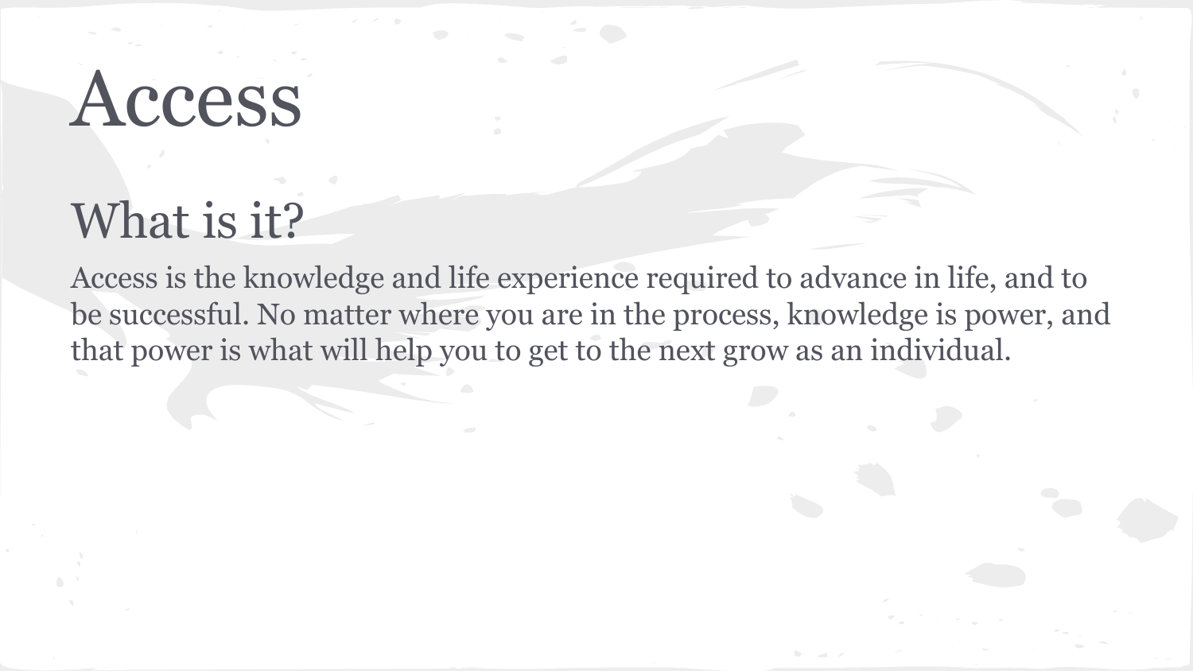# Access

## What is it?

Access is the knowledge and life experience required to advance in life, and to be successful. No matter where you are in the process, knowledge is power, and that power is what will help you to get to the next grow as an individual.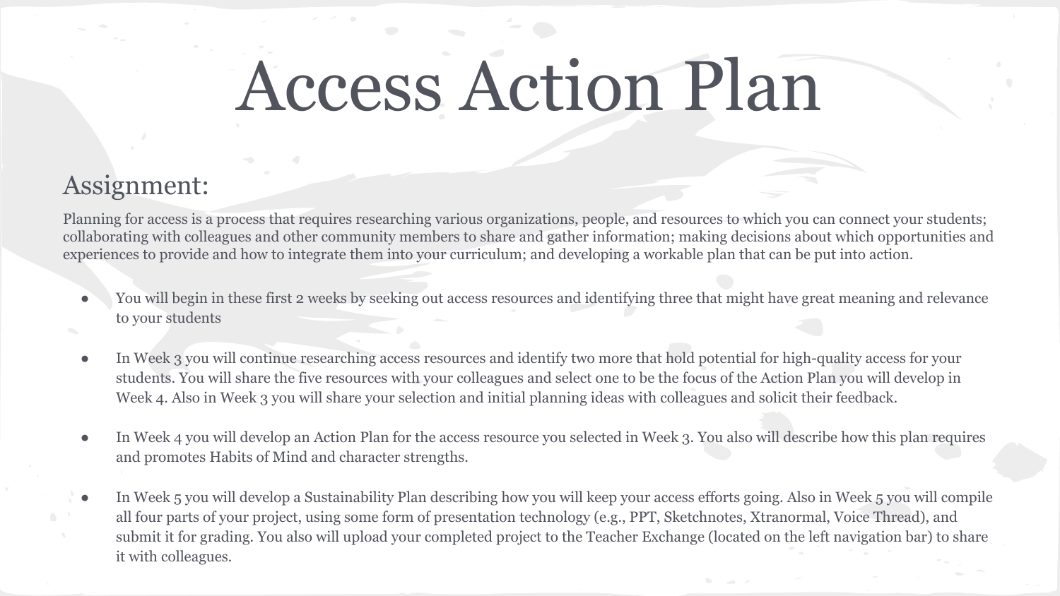# Access Action Plan

## Assignment:

Planning for access is a process that requires researching various organizations, people, and resources to which you can connect your students; collaborating with colleagues and other community members to share and gather information; making decisions about which opportunities and experiences to provide and how to integrate them into your curriculum; and developing a workable plan that can be put into action.

- You will begin in these first 2 weeks by seeking out access resources and identifying three that might have great meaning and relevance to your students
- In Week 3 you will continue researching access resources and identify two more that hold potential for high-quality access for your students. You will share the five resources with your colleagues and select one to be the focus of the Action Plan you will develop in Week 4. Also in Week 3 you will share your selection and initial planning ideas with colleagues and solicit their feedback.
- In Week 4 you will develop an Action Plan for the access resource you selected in Week 3. You also will describe how this plan requires and promotes Habits of Mind and character strengths.
- In Week 5 you will develop a Sustainability Plan describing how you will keep your access efforts going. Also in Week 5 you will compile all four parts of your project, using some form of presentation technology (e.g., PPT, Sketchnotes, Xtranormal, Voice Thread), and submit it for grading. You also will upload your completed project to the Teacher Exchange (located on the left navigation bar) to share it with colleagues.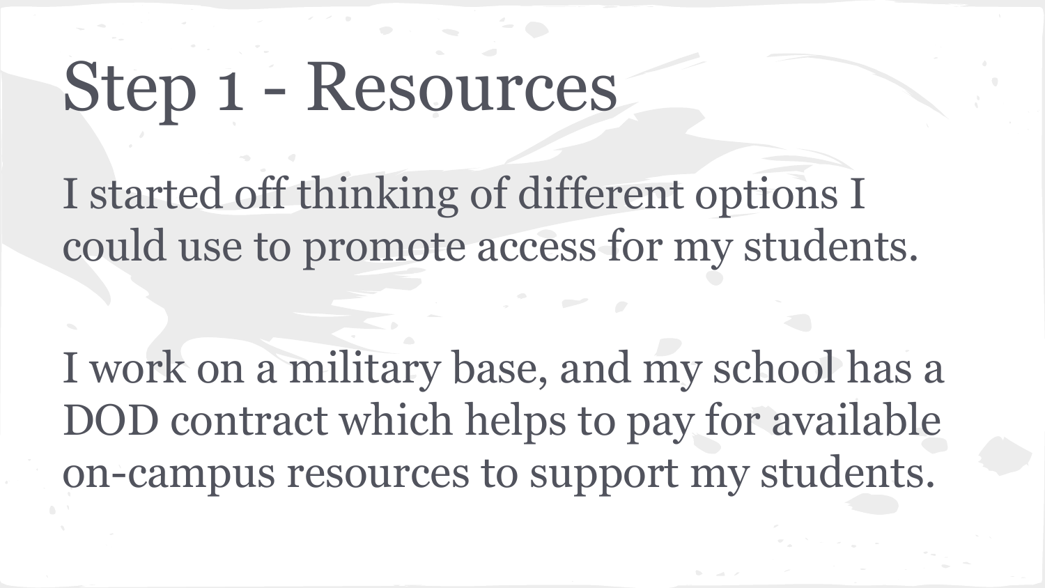# Step 1 - Resources

I started off thinking of different options I could use to promote access for my students.

I work on a military base, and my school has a DOD contract which helps to pay for available on-campus resources to support my students.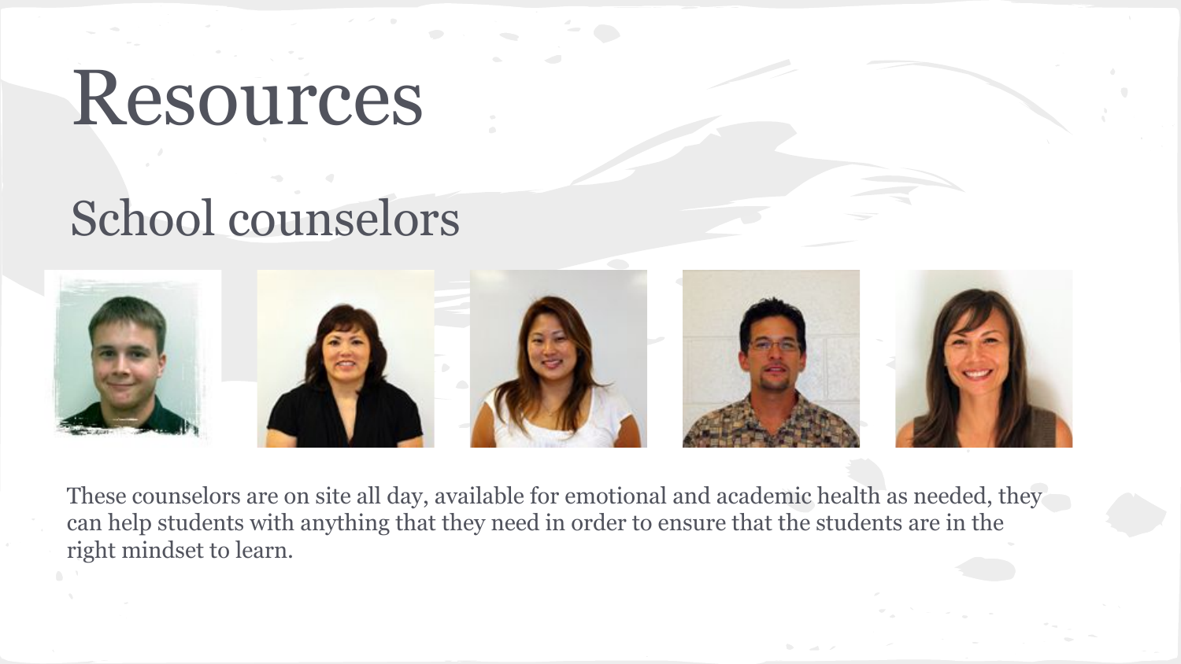# Resources

## School counselors

These counselors are on site all day, available for emotional and academic health as needed, they can help students with anything that they need in order to ensure that the students are in the right mindset to learn.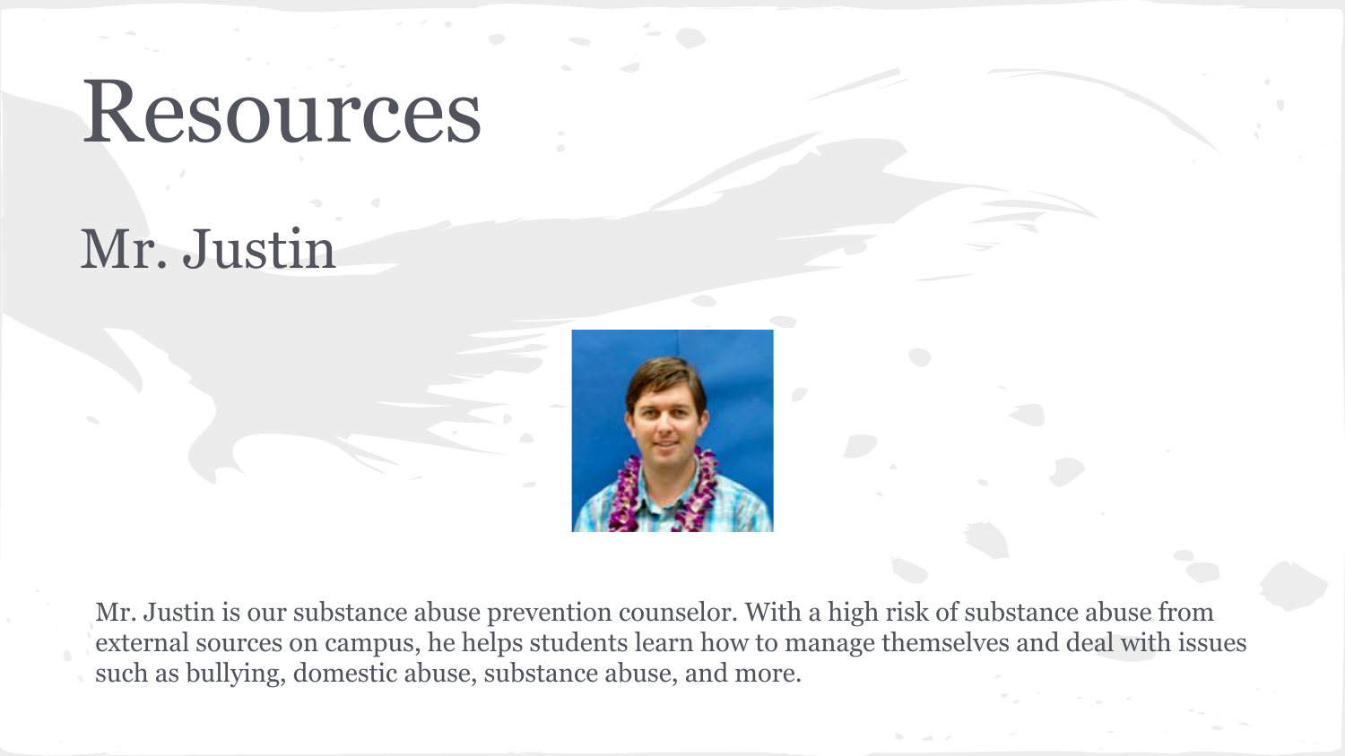# Resources

## Mr. Justin

Mr. Justin is our substance abuse prevention counselor. With a high risk of substance abuse from external sources on campus, he helps students learn how to manage themselves and deal with issues such as bullying, domestic abuse, substance abuse, and more.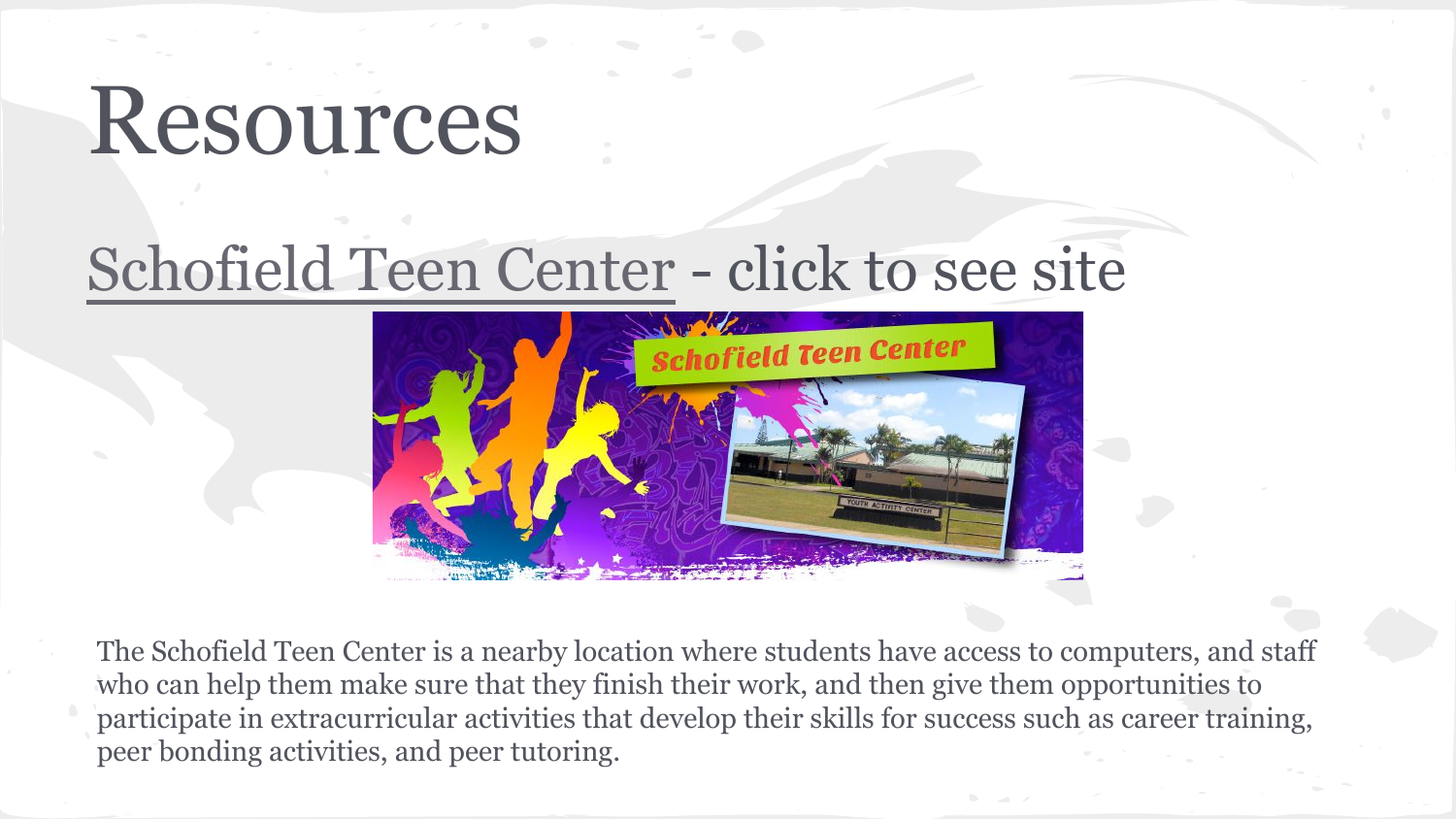# Resources

## Schofield Teen Center - click to see site

The Schofield Teen Center is a nearby location where students have access to computers, and staff who can help them make sure that they finish their work, and then give them opportunities to participate in extracurricular activities that develop their skills for success such as career training, peer bonding activities, and peer tutoring.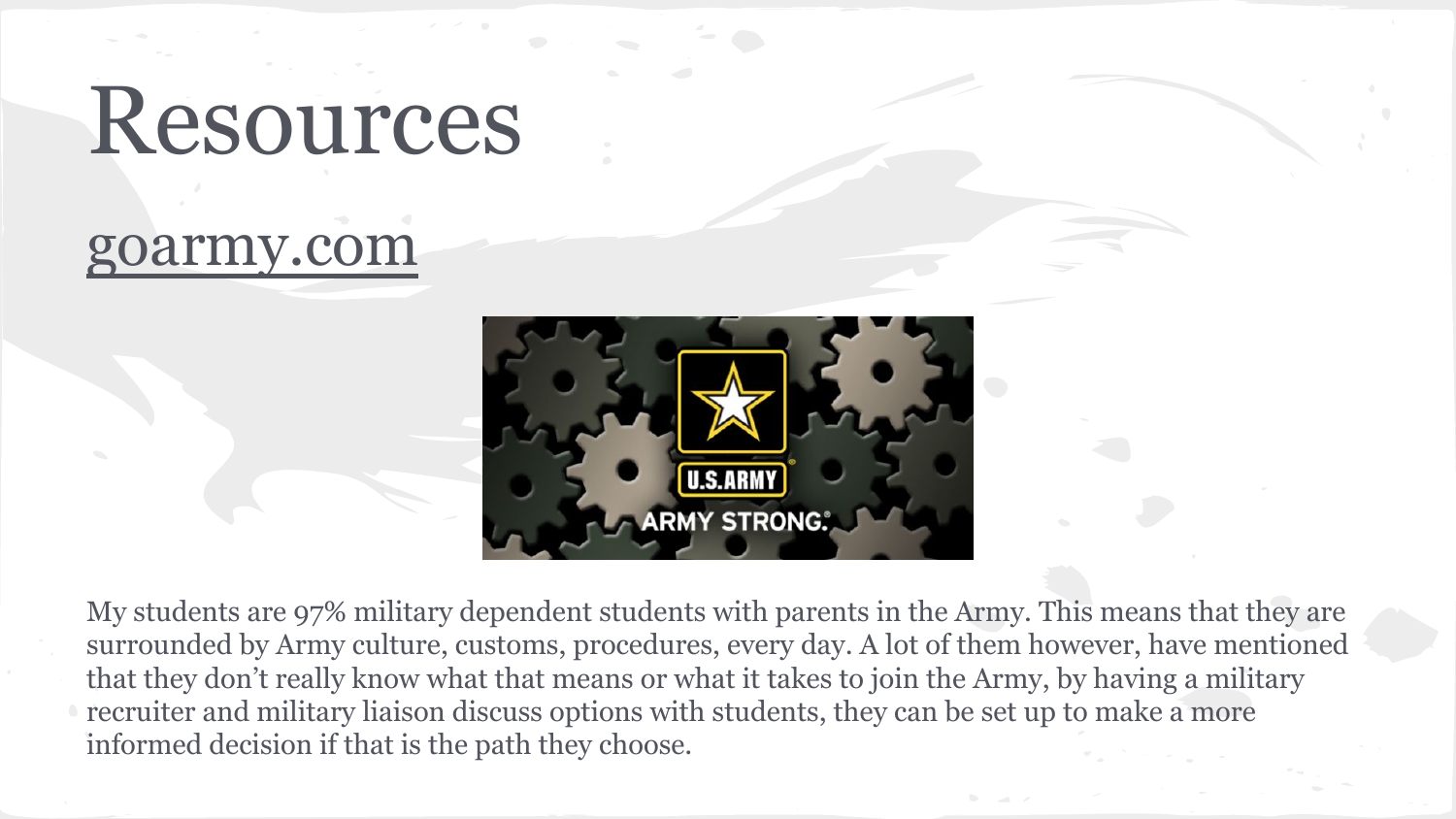# Resources

goarmy.com

My students are 97% military dependent students with parents in the Army. This means that they are surrounded by Army culture, customs, procedures, every day. A lot of them however, have mentioned that they don't really know what that means or what it takes to join the Army, by having a military recruiter and military liaison discuss options with students, they can be set up to make a more informed decision if that is the path they choose.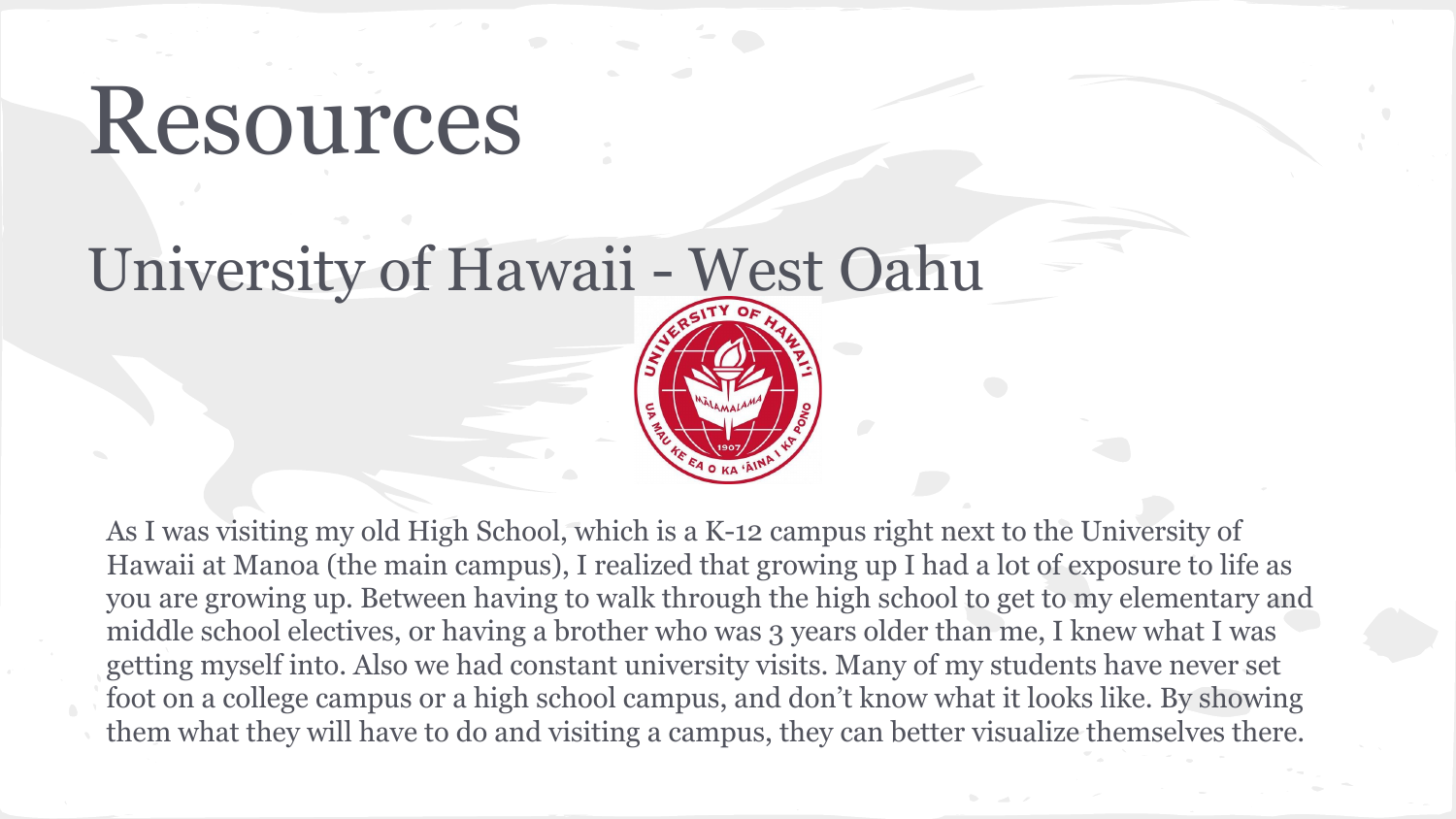# Resources

## University of Hawaii - West Oahu

As I was visiting my old High School, which is a K-12 campus right next to the University of Hawaii at Manoa (the main campus), I realized that growing up I had a lot of exposure to life as you are growing up. Between having to walk through the high school to get to my elementary and middle school electives, or having a brother who was 3 years older than me, I knew what I was getting myself into. Also we had constant university visits. Many of my students have never set foot on a college campus or a high school campus, and don't know what it looks like. By showing them what they will have to do and visiting a campus, they can better visualize themselves there.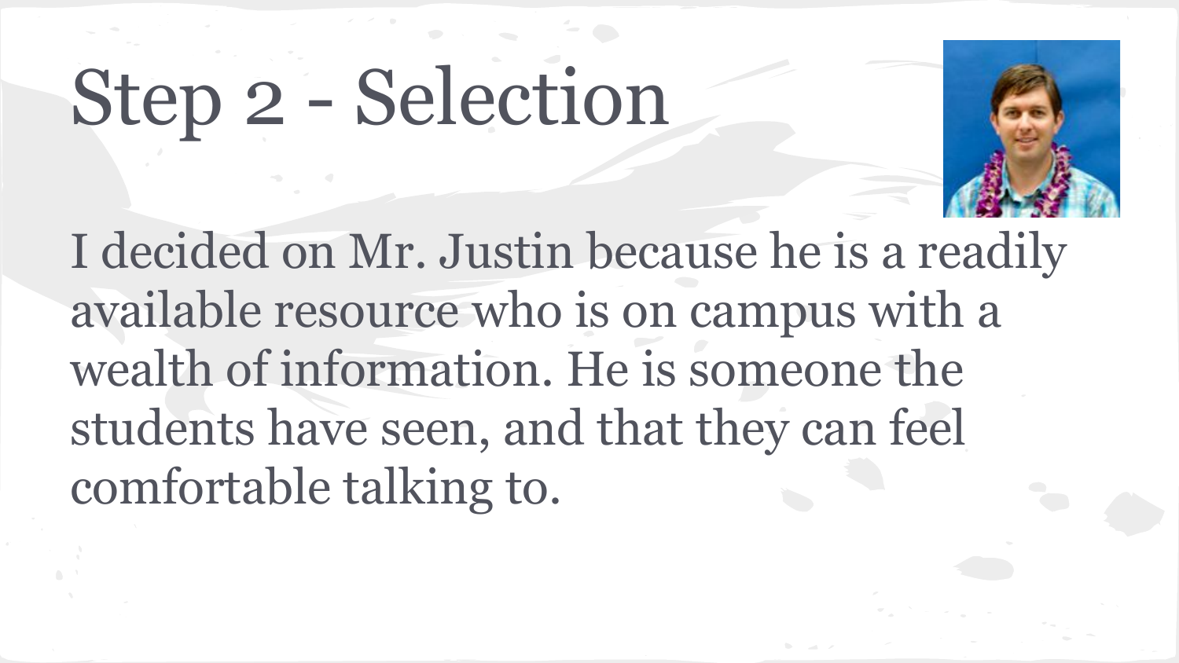# Step 2 - Selection

I decided on Mr. Justin because he is a readily available resource who is on campus with a wealth of information. He is someone the students have seen, and that they can feel comfortable talking to.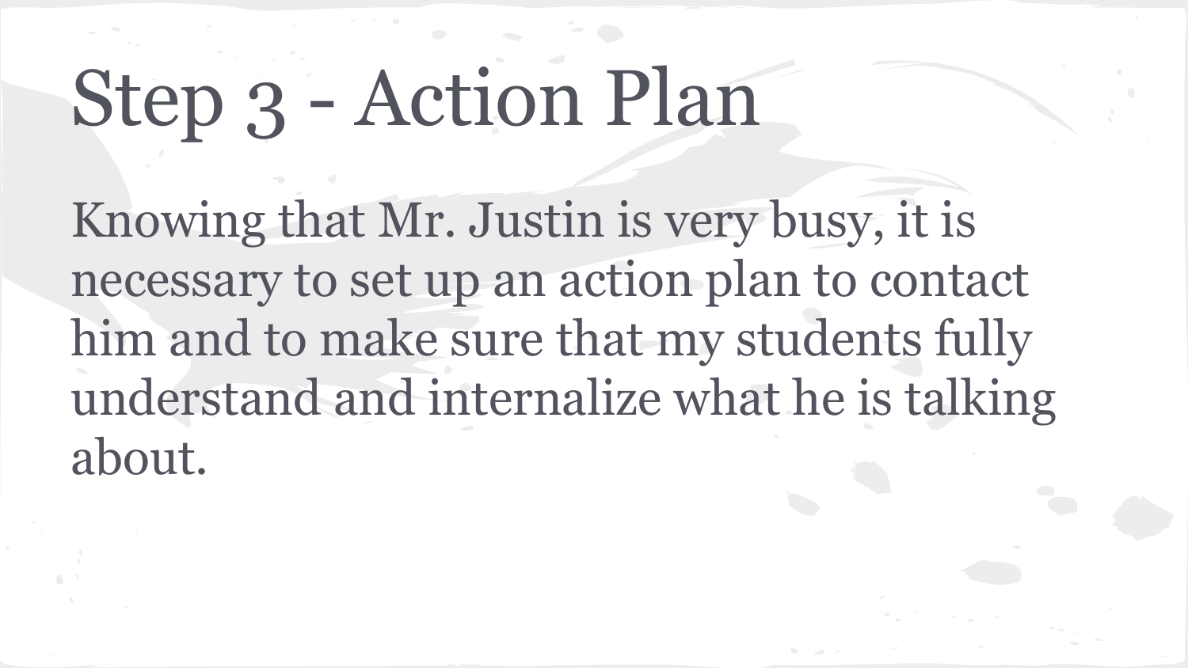# Step 3 - Action Plan

Knowing that Mr. Justin is very busy, it is necessary to set up an action plan to contact him and to make sure that my students fully understand and internalize what he is talking about.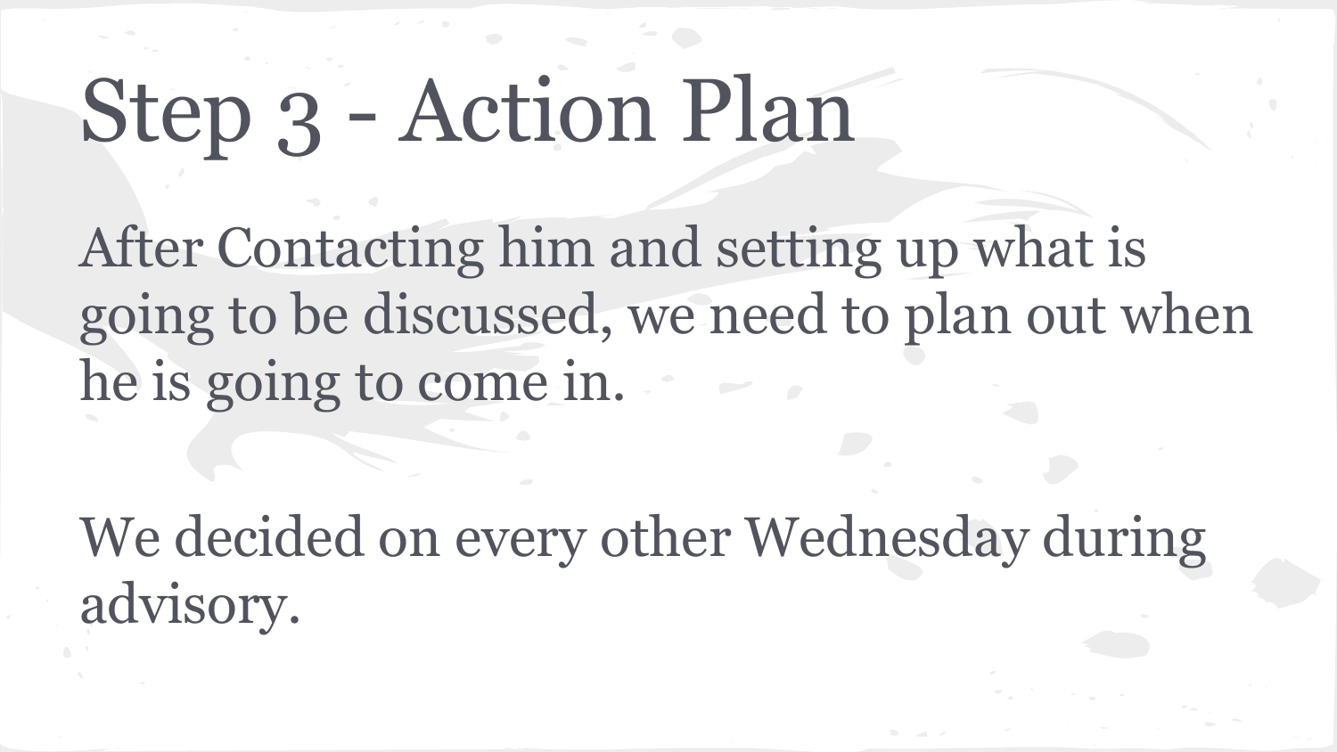# Step 3 - Action Plan

After Contacting him and setting up what is going to be discussed, we need to plan out when he is going to come in.

We decided on every other Wednesday during advisory.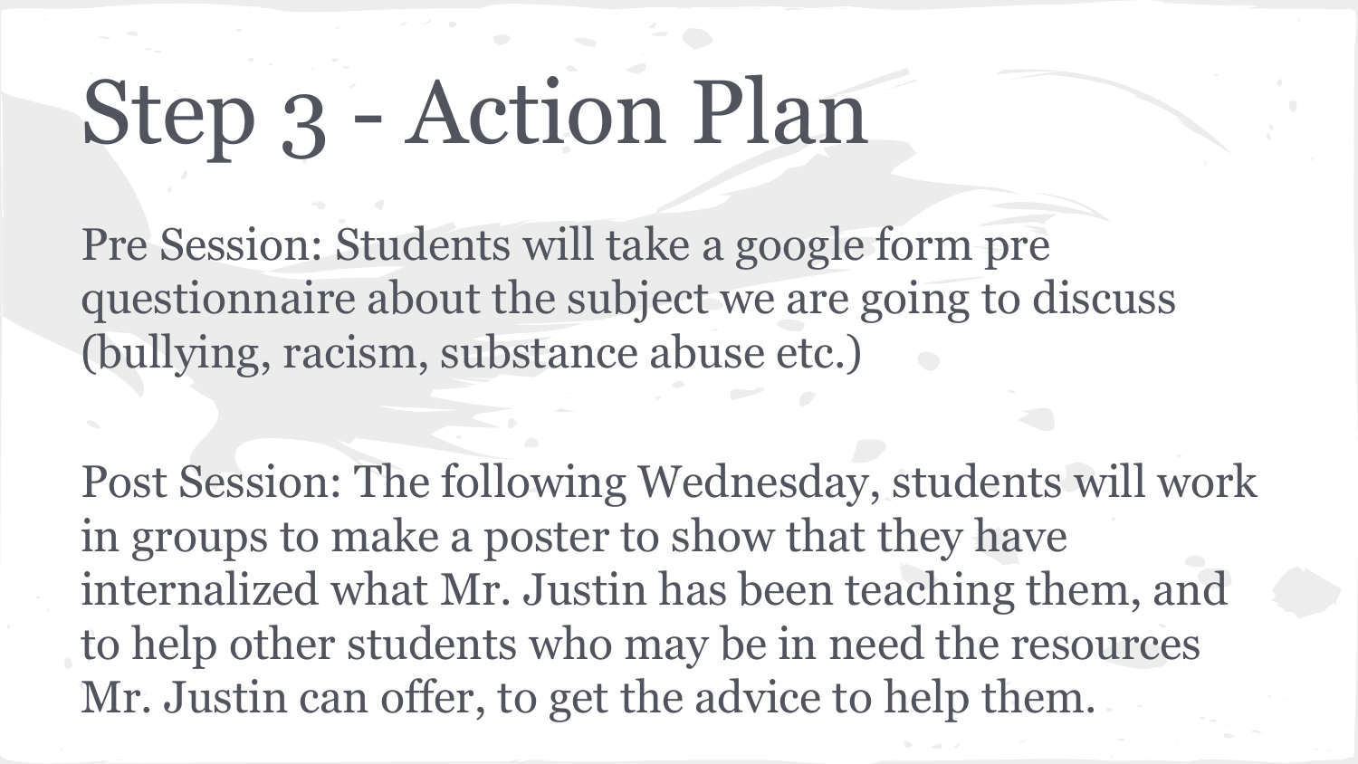# Step 3 - Action Plan

Pre Session: Students will take a google form pre questionnaire about the subject we are going to discuss (bullying, racism, substance abuse etc.)

Post Session: The following Wednesday, students will work in groups to make a poster to show that they have internalized what Mr. Justin has been teaching them, and to help other students who may be in need the resources Mr. Justin can offer, to get the advice to help them.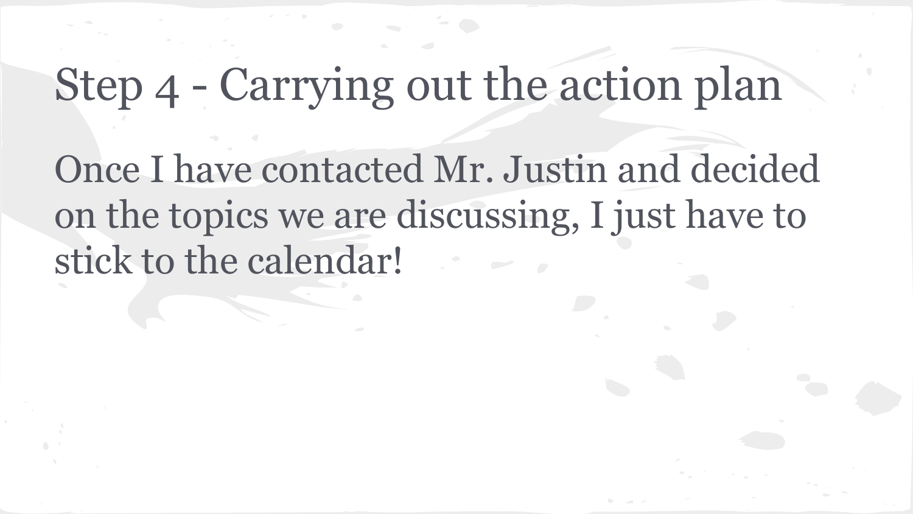# Step 4 - Carrying out the action plan

Once I have contacted Mr. Justin and decided on the topics we are discussing, I just have to stick to the calendar!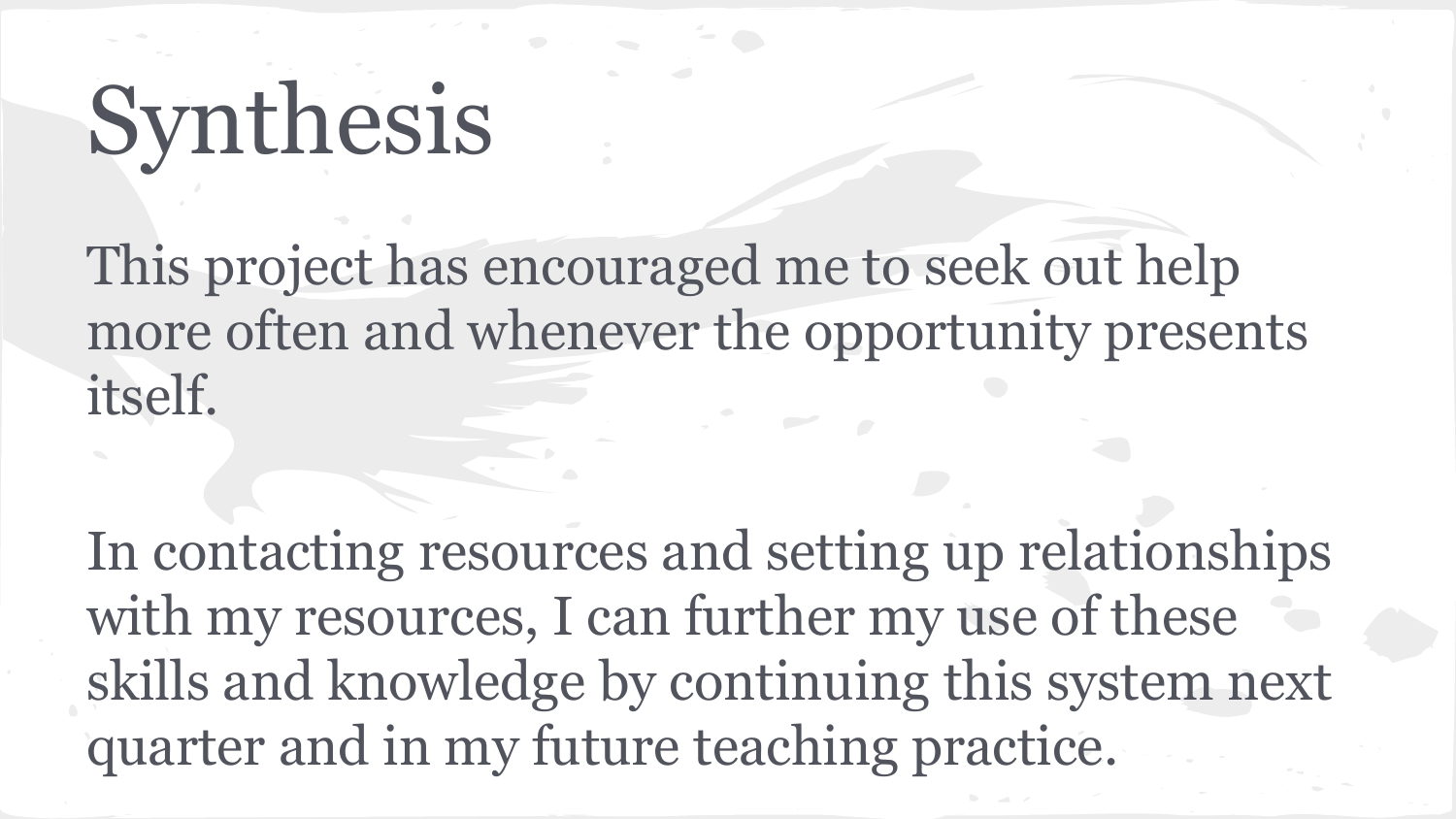# Synthesis

This project has encouraged me to seek out help more often and whenever the opportunity presents itself.

In contacting resources and setting up relationships with my resources, I can further my use of these skills and knowledge by continuing this system next quarter and in my future teaching practice.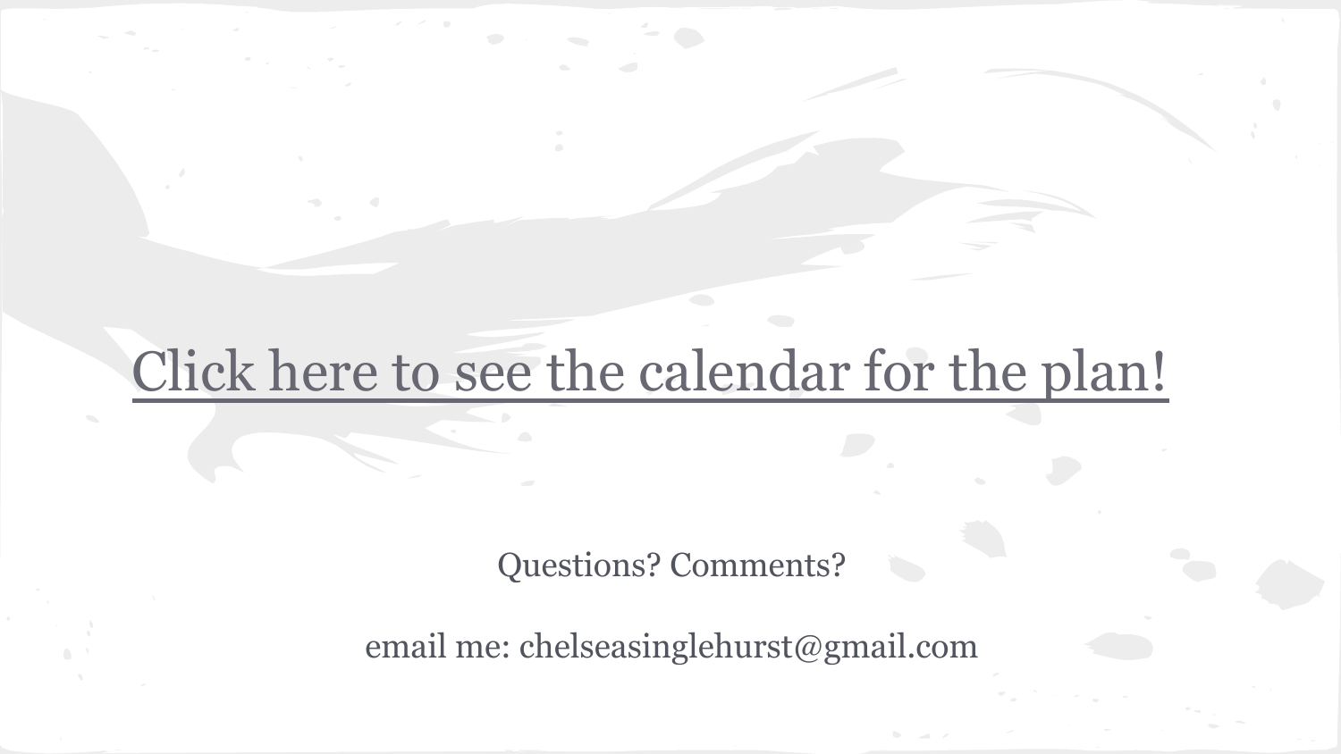Click here to see the calendar for the plan!

Questions? Comments?

email me: chelseasinglehurst@gmail.com